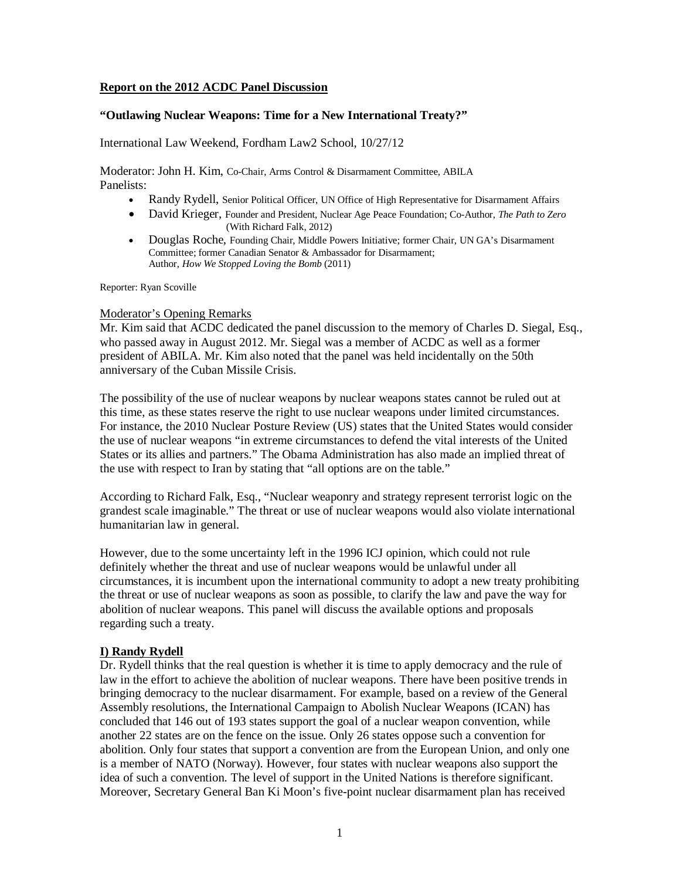**Report on the 2012 ACDC Panel Discussion**

**"Outlawing Nuclear Weapons: Time for a New International Treaty?"**

International Law Weekend, Fordham Law2 School, 10/27/12

Moderator: John H. Kim, Co-Chair, Arms Control & Disarmament Committee, ABILA
Panelists:

- Randy Rydell, Senior Political Officer, UN Office of High Representative for Disarmament Affairs
- David Krieger, Founder and President, Nuclear Age Peace Foundation; Co-Author, *The Path to Zero* (With Richard Falk, 2012)
- Douglas Roche, Founding Chair, Middle Powers Initiative; former Chair, UN GA's Disarmament Committee; former Canadian Senator & Ambassador for Disarmament; Author, *How We Stopped Loving the Bomb* (2011)

Reporter: Ryan Scoville

Moderator's Opening Remarks

Mr. Kim said that ACDC dedicated the panel discussion to the memory of Charles D. Siegal, Esq., who passed away in August 2012. Mr. Siegal was a member of ACDC as well as a former president of ABILA. Mr. Kim also noted that the panel was held incidentally on the 50th anniversary of the Cuban Missile Crisis.

The possibility of the use of nuclear weapons by nuclear weapons states cannot be ruled out at this time, as these states reserve the right to use nuclear weapons under limited circumstances. For instance, the 2010 Nuclear Posture Review (US) states that the United States would consider the use of nuclear weapons "in extreme circumstances to defend the vital interests of the United States or its allies and partners." The Obama Administration has also made an implied threat of the use with respect to Iran by stating that "all options are on the table."

According to Richard Falk, Esq., "Nuclear weaponry and strategy represent terrorist logic on the grandest scale imaginable." The threat or use of nuclear weapons would also violate international humanitarian law in general.

However, due to the some uncertainty left in the 1996 ICJ opinion, which could not rule definitely whether the threat and use of nuclear weapons would be unlawful under all circumstances, it is incumbent upon the international community to adopt a new treaty prohibiting the threat or use of nuclear weapons as soon as possible, to clarify the law and pave the way for abolition of nuclear weapons. This panel will discuss the available options and proposals regarding such a treaty.

**I) Randy Rydell**

Dr. Rydell thinks that the real question is whether it is time to apply democracy and the rule of law in the effort to achieve the abolition of nuclear weapons. There have been positive trends in bringing democracy to the nuclear disarmament. For example, based on a review of the General Assembly resolutions, the International Campaign to Abolish Nuclear Weapons (ICAN) has concluded that 146 out of 193 states support the goal of a nuclear weapon convention, while another 22 states are on the fence on the issue. Only 26 states oppose such a convention for abolition. Only four states that support a convention are from the European Union, and only one is a member of NATO (Norway). However, four states with nuclear weapons also support the idea of such a convention. The level of support in the United Nations is therefore significant. Moreover, Secretary General Ban Ki Moon's five-point nuclear disarmament plan has received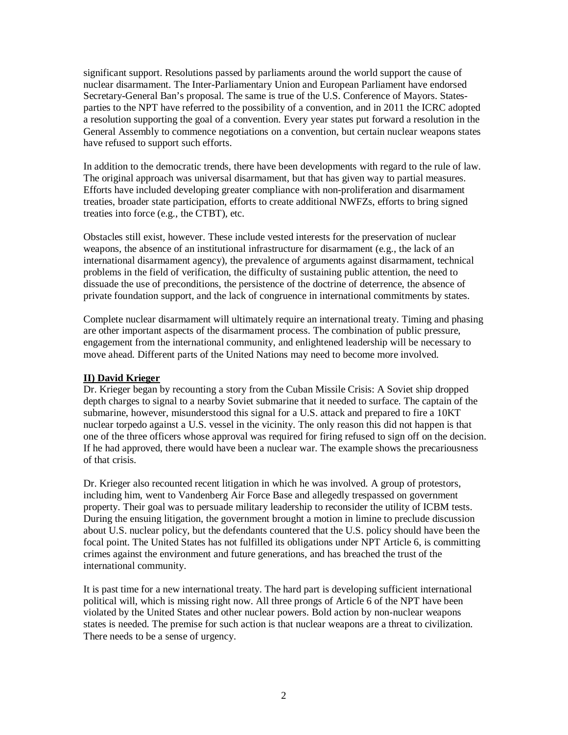significant support. Resolutions passed by parliaments around the world support the cause of nuclear disarmament. The Inter-Parliamentary Union and European Parliament have endorsed Secretary-General Ban's proposal. The same is true of the U.S. Conference of Mayors. States-parties to the NPT have referred to the possibility of a convention, and in 2011 the ICRC adopted a resolution supporting the goal of a convention. Every year states put forward a resolution in the General Assembly to commence negotiations on a convention, but certain nuclear weapons states have refused to support such efforts.

In addition to the democratic trends, there have been developments with regard to the rule of law. The original approach was universal disarmament, but that has given way to partial measures. Efforts have included developing greater compliance with non-proliferation and disarmament treaties, broader state participation, efforts to create additional NWFZs, efforts to bring signed treaties into force (e.g., the CTBT), etc.

Obstacles still exist, however. These include vested interests for the preservation of nuclear weapons, the absence of an institutional infrastructure for disarmament (e.g., the lack of an international disarmament agency), the prevalence of arguments against disarmament, technical problems in the field of verification, the difficulty of sustaining public attention, the need to dissuade the use of preconditions, the persistence of the doctrine of deterrence, the absence of private foundation support, and the lack of congruence in international commitments by states.

Complete nuclear disarmament will ultimately require an international treaty. Timing and phasing are other important aspects of the disarmament process. The combination of public pressure, engagement from the international community, and enlightened leadership will be necessary to move ahead. Different parts of the United Nations may need to become more involved.

## II) David Krieger

Dr. Krieger began by recounting a story from the Cuban Missile Crisis: A Soviet ship dropped depth charges to signal to a nearby Soviet submarine that it needed to surface. The captain of the submarine, however, misunderstood this signal for a U.S. attack and prepared to fire a 10KT nuclear torpedo against a U.S. vessel in the vicinity. The only reason this did not happen is that one of the three officers whose approval was required for firing refused to sign off on the decision. If he had approved, there would have been a nuclear war. The example shows the precariousness of that crisis.

Dr. Krieger also recounted recent litigation in which he was involved. A group of protestors, including him, went to Vandenberg Air Force Base and allegedly trespassed on government property. Their goal was to persuade military leadership to reconsider the utility of ICBM tests. During the ensuing litigation, the government brought a motion in limine to preclude discussion about U.S. nuclear policy, but the defendants countered that the U.S. policy should have been the focal point. The United States has not fulfilled its obligations under NPT Article 6, is committing crimes against the environment and future generations, and has breached the trust of the international community.

It is past time for a new international treaty. The hard part is developing sufficient international political will, which is missing right now. All three prongs of Article 6 of the NPT have been violated by the United States and other nuclear powers. Bold action by non-nuclear weapons states is needed. The premise for such action is that nuclear weapons are a threat to civilization. There needs to be a sense of urgency.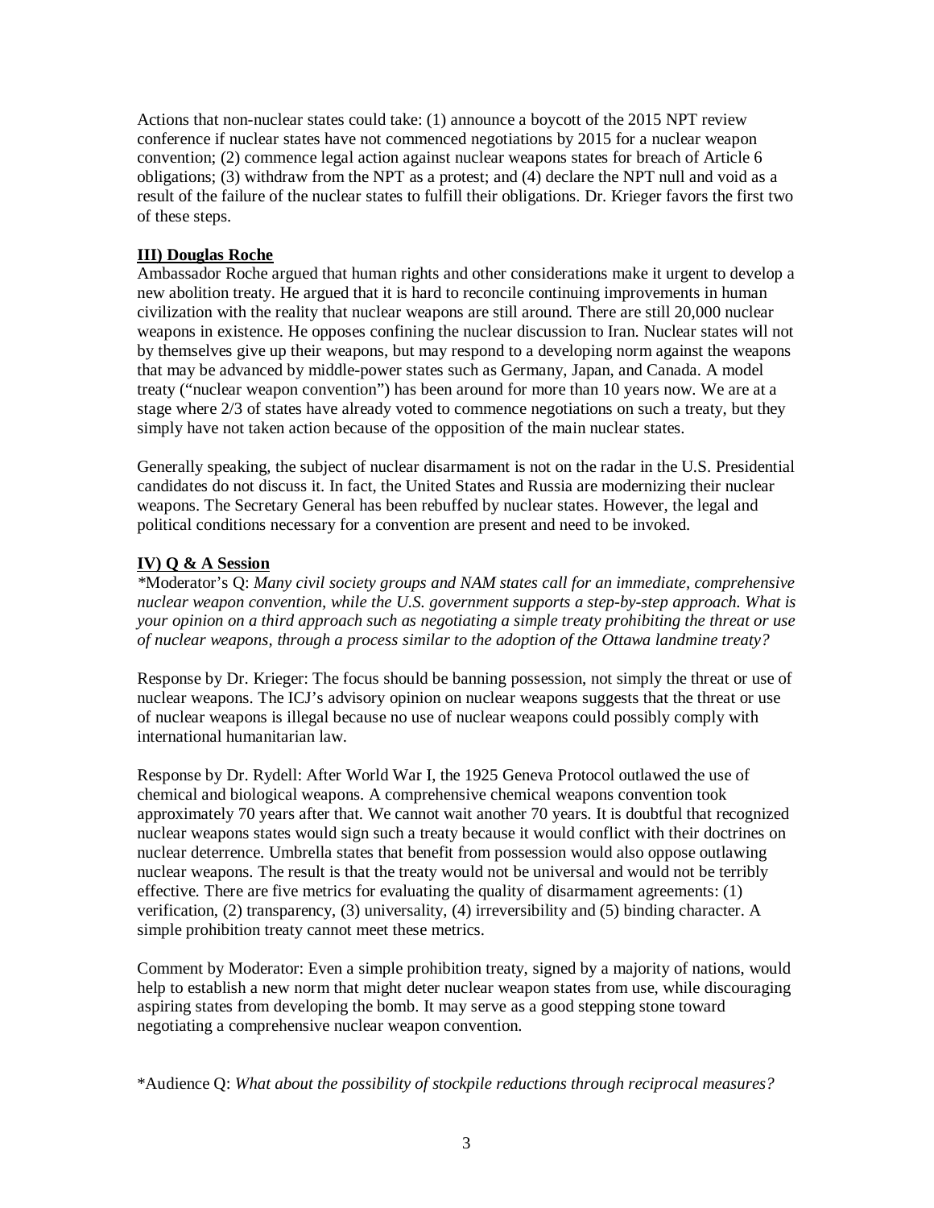Actions that non-nuclear states could take: (1) announce a boycott of the 2015 NPT review conference if nuclear states have not commenced negotiations by 2015 for a nuclear weapon convention; (2) commence legal action against nuclear weapons states for breach of Article 6 obligations; (3) withdraw from the NPT as a protest; and (4) declare the NPT null and void as a result of the failure of the nuclear states to fulfill their obligations. Dr. Krieger favors the first two of these steps.

**III) Douglas Roche**

Ambassador Roche argued that human rights and other considerations make it urgent to develop a new abolition treaty. He argued that it is hard to reconcile continuing improvements in human civilization with the reality that nuclear weapons are still around. There are still 20,000 nuclear weapons in existence. He opposes confining the nuclear discussion to Iran. Nuclear states will not by themselves give up their weapons, but may respond to a developing norm against the weapons that may be advanced by middle-power states such as Germany, Japan, and Canada. A model treaty ("nuclear weapon convention") has been around for more than 10 years now. We are at a stage where 2/3 of states have already voted to commence negotiations on such a treaty, but they simply have not taken action because of the opposition of the main nuclear states.

Generally speaking, the subject of nuclear disarmament is not on the radar in the U.S. Presidential candidates do not discuss it. In fact, the United States and Russia are modernizing their nuclear weapons. The Secretary General has been rebuffed by nuclear states. However, the legal and political conditions necessary for a convention are present and need to be invoked.

**IV) Q & A Session**

*Moderator's Q: *Many civil society groups and NAM states call for an immediate, comprehensive nuclear weapon convention, while the U.S. government supports a step-by-step approach. What is your opinion on a third approach such as negotiating a simple treaty prohibiting the threat or use of nuclear weapons, through a process similar to the adoption of the Ottawa landmine treaty?*

Response by Dr. Krieger: The focus should be banning possession, not simply the threat or use of nuclear weapons. The ICJ's advisory opinion on nuclear weapons suggests that the threat or use of nuclear weapons is illegal because no use of nuclear weapons could possibly comply with international humanitarian law.

Response by Dr. Rydell: After World War I, the 1925 Geneva Protocol outlawed the use of chemical and biological weapons. A comprehensive chemical weapons convention took approximately 70 years after that. We cannot wait another 70 years. It is doubtful that recognized nuclear weapons states would sign such a treaty because it would conflict with their doctrines on nuclear deterrence. Umbrella states that benefit from possession would also oppose outlawing nuclear weapons. The result is that the treaty would not be universal and would not be terribly effective. There are five metrics for evaluating the quality of disarmament agreements: (1) verification, (2) transparency, (3) universality, (4) irreversibility and (5) binding character. A simple prohibition treaty cannot meet these metrics.

Comment by Moderator: Even a simple prohibition treaty, signed by a majority of nations, would help to establish a new norm that might deter nuclear weapon states from use, while discouraging aspiring states from developing the bomb. It may serve as a good stepping stone toward negotiating a comprehensive nuclear weapon convention.

*Audience Q: *What about the possibility of stockpile reductions through reciprocal measures?*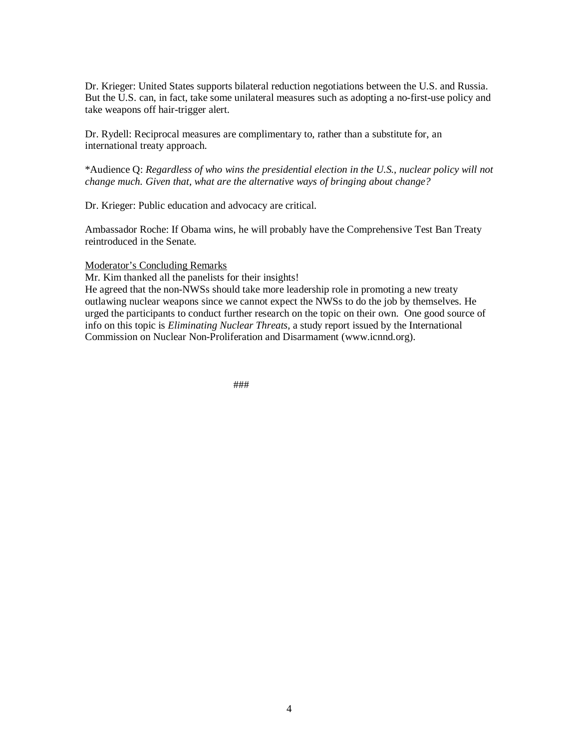Dr. Krieger: United States supports bilateral reduction negotiations between the U.S. and Russia. But the U.S. can, in fact, take some unilateral measures such as adopting a no-first-use policy and take weapons off hair-trigger alert.

Dr. Rydell: Reciprocal measures are complimentary to, rather than a substitute for, an international treaty approach.

*Audience Q: *Regardless of who wins the presidential election in the U.S., nuclear policy will not change much. Given that, what are the alternative ways of bringing about change?*

Dr. Krieger: Public education and advocacy are critical.

Ambassador Roche: If Obama wins, he will probably have the Comprehensive Test Ban Treaty reintroduced in the Senate.

<u>Moderator's Concluding Remarks</u>

Mr. Kim thanked all the panelists for their insights!
He agreed that the non-NWSs should take more leadership role in promoting a new treaty outlawing nuclear weapons since we cannot expect the NWSs to do the job by themselves. He urged the participants to conduct further research on the topic on their own. One good source of info on this topic is *Eliminating Nuclear Threats*, a study report issued by the International Commission on Nuclear Non-Proliferation and Disarmament (www.icnnd.org).

###